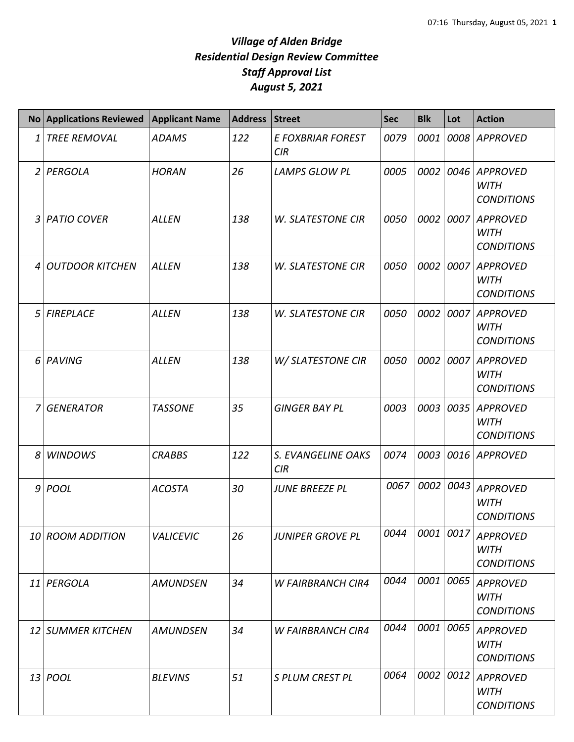# *Village of Alden Bridge*
# *Residential Design Review Committee*
# *Staff Approval List*
# *August 5, 2021*

| No | Applications Reviewed | Applicant Name | Address | Street | Sec | Blk | Lot | Action |
|---|---|---|---|---|---|---|---|---|
| 1 | TREE REMOVAL | ADAMS | 122 | E FOXBRIAR FOREST CIR | 0079 | 0001 | 0008 | APPROVED |
| 2 | PERGOLA | HORAN | 26 | LAMPS GLOW PL | 0005 | 0002 | 0046 | APPROVED WITH CONDITIONS |
| 3 | PATIO COVER | ALLEN | 138 | W. SLATESTONE CIR | 0050 | 0002 | 0007 | APPROVED WITH CONDITIONS |
| 4 | OUTDOOR KITCHEN | ALLEN | 138 | W. SLATESTONE CIR | 0050 | 0002 | 0007 | APPROVED WITH CONDITIONS |
| 5 | FIREPLACE | ALLEN | 138 | W. SLATESTONE CIR | 0050 | 0002 | 0007 | APPROVED WITH CONDITIONS |
| 6 | PAVING | ALLEN | 138 | W/ SLATESTONE CIR | 0050 | 0002 | 0007 | APPROVED WITH CONDITIONS |
| 7 | GENERATOR | TASSONE | 35 | GINGER BAY PL | 0003 | 0003 | 0035 | APPROVED WITH CONDITIONS |
| 8 | WINDOWS | CRABBS | 122 | S. EVANGELINE OAKS CIR | 0074 | 0003 | 0016 | APPROVED |
| 9 | POOL | ACOSTA | 30 | JUNE BREEZE PL | 0067 | 0002 | 0043 | APPROVED WITH CONDITIONS |
| 10 | ROOM ADDITION | VALICEVIC | 26 | JUNIPER GROVE PL | 0044 | 0001 | 0017 | APPROVED WITH CONDITIONS |
| 11 | PERGOLA | AMUNDSEN | 34 | W FAIRBRANCH CIR4 | 0044 | 0001 | 0065 | APPROVED WITH CONDITIONS |
| 12 | SUMMER KITCHEN | AMUNDSEN | 34 | W FAIRBRANCH CIR4 | 0044 | 0001 | 0065 | APPROVED WITH CONDITIONS |
| 13 | POOL | BLEVINS | 51 | S PLUM CREST PL | 0064 | 0002 | 0012 | APPROVED WITH CONDITIONS |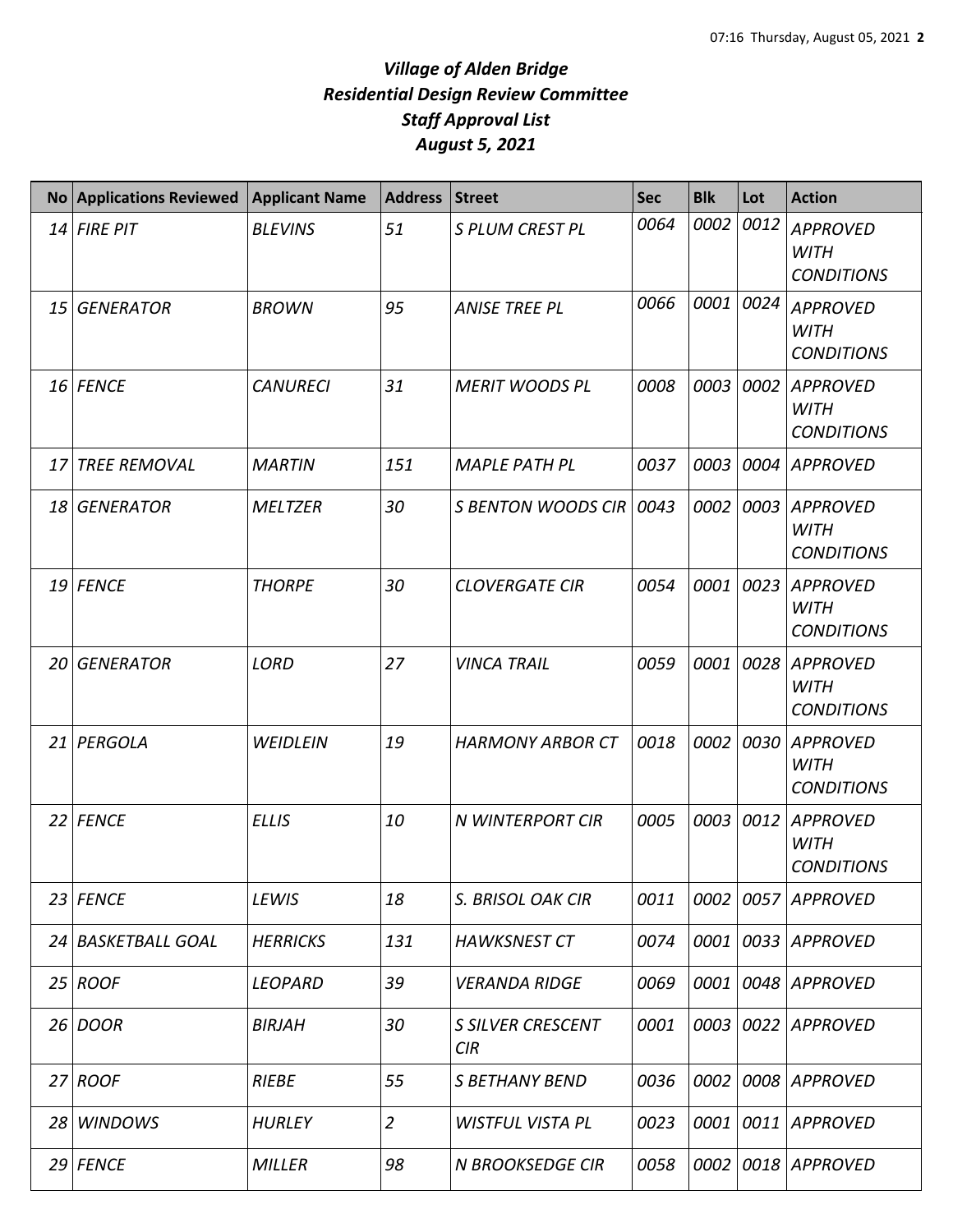*Village of Alden Bridge*
*Residential Design Review Committee*
*Staff Approval List*
*August 5, 2021*

| No | Applications Reviewed | Applicant Name | Address | Street | Sec | Blk | Lot | Action |
|---|---|---|---|---|---|---|---|---|
| 14 | FIRE PIT | BLEVINS | 51 | S PLUM CREST PL | 0064 | 0002 | 0012 | APPROVED WITH CONDITIONS |
| 15 | GENERATOR | BROWN | 95 | ANISE TREE PL | 0066 | 0001 | 0024 | APPROVED WITH CONDITIONS |
| 16 | FENCE | CANURECI | 31 | MERIT WOODS PL | 0008 | 0003 | 0002 | APPROVED WITH CONDITIONS |
| 17 | TREE REMOVAL | MARTIN | 151 | MAPLE PATH PL | 0037 | 0003 | 0004 | APPROVED |
| 18 | GENERATOR | MELTZER | 30 | S BENTON WOODS CIR | 0043 | 0002 | 0003 | APPROVED WITH CONDITIONS |
| 19 | FENCE | THORPE | 30 | CLOVERGATE CIR | 0054 | 0001 | 0023 | APPROVED WITH CONDITIONS |
| 20 | GENERATOR | LORD | 27 | VINCA TRAIL | 0059 | 0001 | 0028 | APPROVED WITH CONDITIONS |
| 21 | PERGOLA | WEIDLEIN | 19 | HARMONY ARBOR CT | 0018 | 0002 | 0030 | APPROVED WITH CONDITIONS |
| 22 | FENCE | ELLIS | 10 | N WINTERPORT CIR | 0005 | 0003 | 0012 | APPROVED WITH CONDITIONS |
| 23 | FENCE | LEWIS | 18 | S. BRISOL OAK CIR | 0011 | 0002 | 0057 | APPROVED |
| 24 | BASKETBALL GOAL | HERRICKS | 131 | HAWKSNEST CT | 0074 | 0001 | 0033 | APPROVED |
| 25 | ROOF | LEOPARD | 39 | VERANDA RIDGE | 0069 | 0001 | 0048 | APPROVED |
| 26 | DOOR | BIRJAH | 30 | S SILVER CRESCENT CIR | 0001 | 0003 | 0022 | APPROVED |
| 27 | ROOF | RIEBE | 55 | S BETHANY BEND | 0036 | 0002 | 0008 | APPROVED |
| 28 | WINDOWS | HURLEY | 2 | WISTFUL VISTA PL | 0023 | 0001 | 0011 | APPROVED |
| 29 | FENCE | MILLER | 98 | N BROOKSEDGE CIR | 0058 | 0002 | 0018 | APPROVED |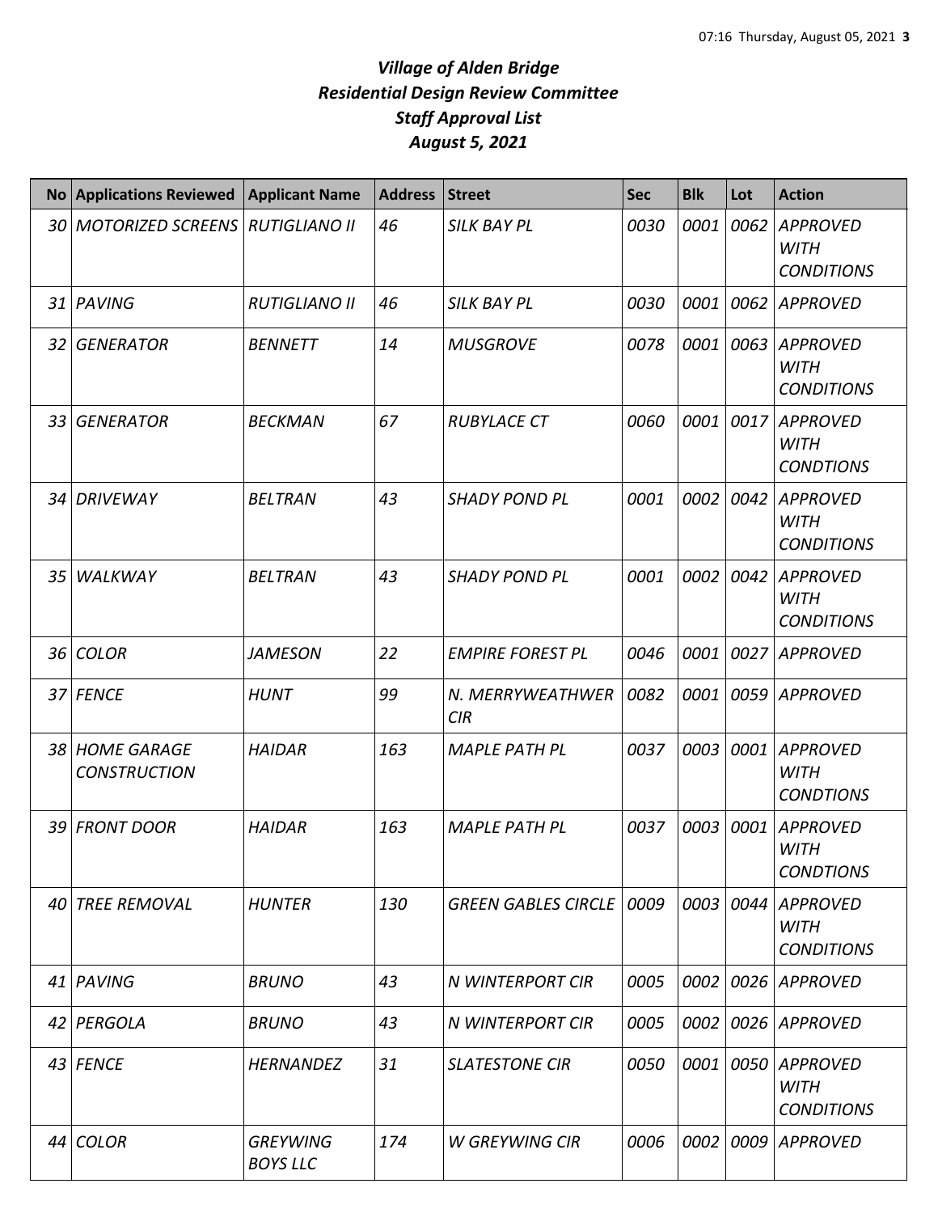# *Village of Alden Bridge*
# *Residential Design Review Committee*
# *Staff Approval List*
# *August 5, 2021*

| No | Applications Reviewed | Applicant Name | Address | Street | Sec | Blk | Lot | Action |
|---|---|---|---|---|---|---|---|---|
| 30 | MOTORIZED SCREENS | RUTIGLIANO II | 46 | SILK BAY PL | 0030 | 0001 | 0062 | APPROVED WITH CONDITIONS |
| 31 | PAVING | RUTIGLIANO II | 46 | SILK BAY PL | 0030 | 0001 | 0062 | APPROVED |
| 32 | GENERATOR | BENNETT | 14 | MUSGROVE | 0078 | 0001 | 0063 | APPROVED WITH CONDITIONS |
| 33 | GENERATOR | BECKMAN | 67 | RUBYLACE CT | 0060 | 0001 | 0017 | APPROVED WITH CONDTIONS |
| 34 | DRIVEWAY | BELTRAN | 43 | SHADY POND PL | 0001 | 0002 | 0042 | APPROVED WITH CONDITIONS |
| 35 | WALKWAY | BELTRAN | 43 | SHADY POND PL | 0001 | 0002 | 0042 | APPROVED WITH CONDITIONS |
| 36 | COLOR | JAMESON | 22 | EMPIRE FOREST PL | 0046 | 0001 | 0027 | APPROVED |
| 37 | FENCE | HUNT | 99 | N. MERRYWEATHWER CIR | 0082 | 0001 | 0059 | APPROVED |
| 38 | HOME GARAGE CONSTRUCTION | HAIDAR | 163 | MAPLE PATH PL | 0037 | 0003 | 0001 | APPROVED WITH CONDTIONS |
| 39 | FRONT DOOR | HAIDAR | 163 | MAPLE PATH PL | 0037 | 0003 | 0001 | APPROVED WITH CONDTIONS |
| 40 | TREE REMOVAL | HUNTER | 130 | GREEN GABLES CIRCLE | 0009 | 0003 | 0044 | APPROVED WITH CONDITIONS |
| 41 | PAVING | BRUNO | 43 | N WINTERPORT CIR | 0005 | 0002 | 0026 | APPROVED |
| 42 | PERGOLA | BRUNO | 43 | N WINTERPORT CIR | 0005 | 0002 | 0026 | APPROVED |
| 43 | FENCE | HERNANDEZ | 31 | SLATESTONE CIR | 0050 | 0001 | 0050 | APPROVED WITH CONDITIONS |
| 44 | COLOR | GREYWING BOYS LLC | 174 | W GREYWING CIR | 0006 | 0002 | 0009 | APPROVED |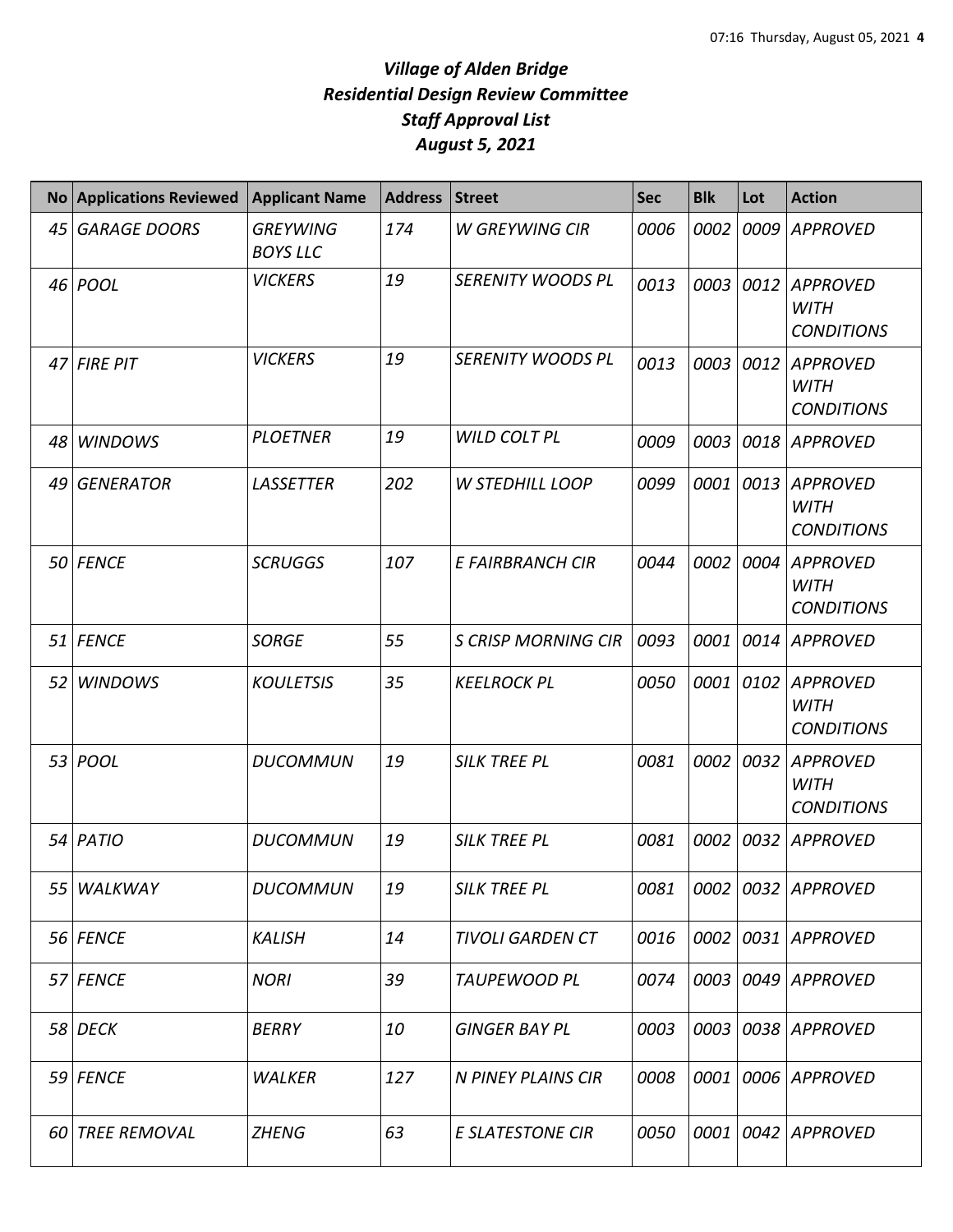*Village of Alden Bridge*
*Residential Design Review Committee*
*Staff Approval List*
*August 5, 2021*

| No | Applications Reviewed | Applicant Name | Address | Street | Sec | Blk | Lot | Action |
|---|---|---|---|---|---|---|---|---|
| 45 | GARAGE DOORS | GREYWING BOYS LLC | 174 | W GREYWING CIR | 0006 | 0002 | 0009 | APPROVED |
| 46 | POOL | VICKERS | 19 | SERENITY WOODS PL | 0013 | 0003 | 0012 | APPROVED WITH CONDITIONS |
| 47 | FIRE PIT | VICKERS | 19 | SERENITY WOODS PL | 0013 | 0003 | 0012 | APPROVED WITH CONDITIONS |
| 48 | WINDOWS | PLOETNER | 19 | WILD COLT PL | 0009 | 0003 | 0018 | APPROVED |
| 49 | GENERATOR | LASSETTER | 202 | W STEDHILL LOOP | 0099 | 0001 | 0013 | APPROVED WITH CONDITIONS |
| 50 | FENCE | SCRUGGS | 107 | E FAIRBRANCH CIR | 0044 | 0002 | 0004 | APPROVED WITH CONDITIONS |
| 51 | FENCE | SORGE | 55 | S CRISP MORNING CIR | 0093 | 0001 | 0014 | APPROVED |
| 52 | WINDOWS | KOULETSIS | 35 | KEELROCK PL | 0050 | 0001 | 0102 | APPROVED WITH CONDITIONS |
| 53 | POOL | DUCOMMUN | 19 | SILK TREE PL | 0081 | 0002 | 0032 | APPROVED WITH CONDITIONS |
| 54 | PATIO | DUCOMMUN | 19 | SILK TREE PL | 0081 | 0002 | 0032 | APPROVED |
| 55 | WALKWAY | DUCOMMUN | 19 | SILK TREE PL | 0081 | 0002 | 0032 | APPROVED |
| 56 | FENCE | KALISH | 14 | TIVOLI GARDEN CT | 0016 | 0002 | 0031 | APPROVED |
| 57 | FENCE | NORI | 39 | TAUPEWOOD PL | 0074 | 0003 | 0049 | APPROVED |
| 58 | DECK | BERRY | 10 | GINGER BAY PL | 0003 | 0003 | 0038 | APPROVED |
| 59 | FENCE | WALKER | 127 | N PINEY PLAINS CIR | 0008 | 0001 | 0006 | APPROVED |
| 60 | TREE REMOVAL | ZHENG | 63 | E SLATESTONE CIR | 0050 | 0001 | 0042 | APPROVED |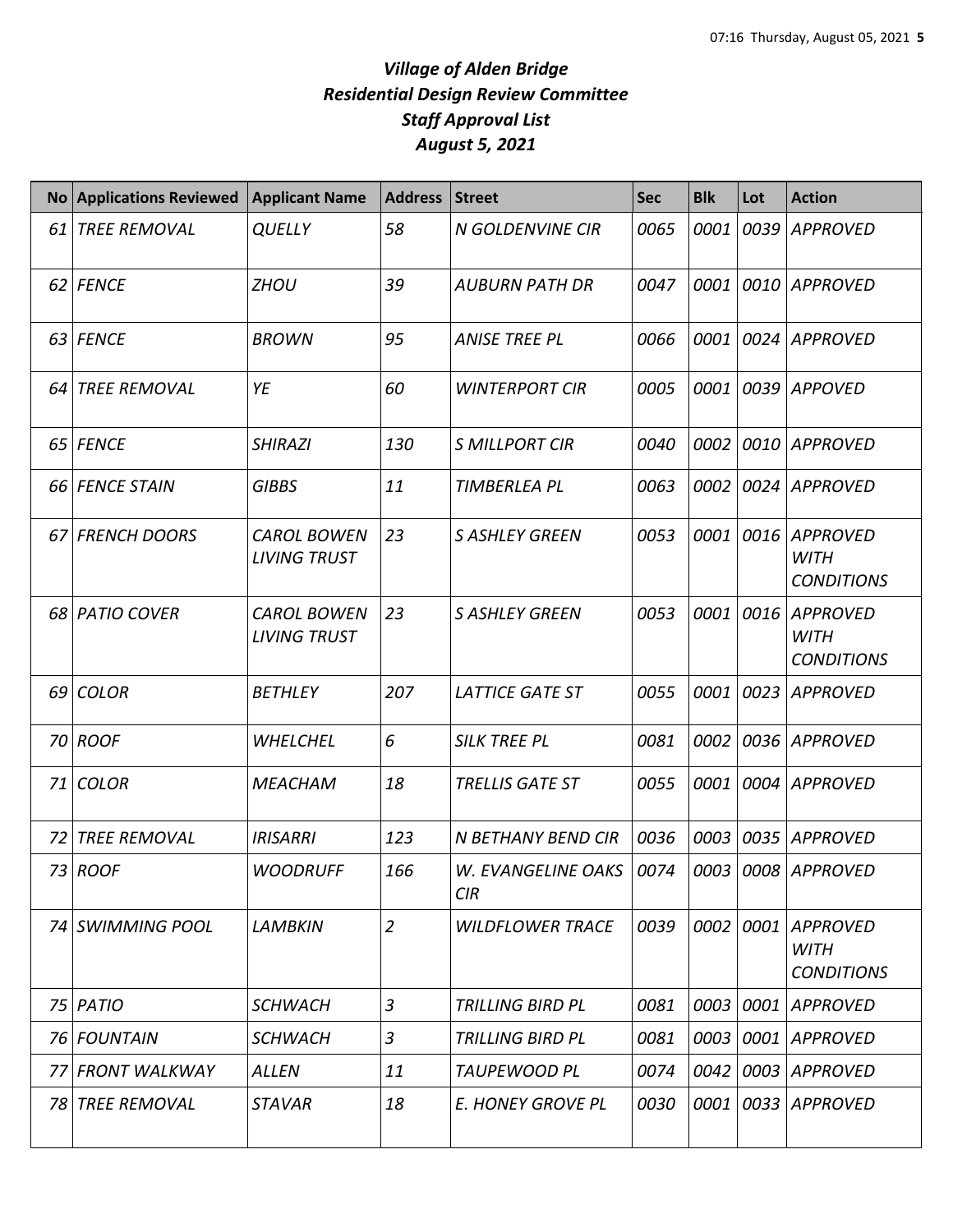# *Village of Alden Bridge*
# *Residential Design Review Committee*
# *Staff Approval List*
# *August 5, 2021*

| No | Applications Reviewed | Applicant Name | Address | Street | Sec | Blk | Lot | Action |
|---|---|---|---|---|---|---|---|---|
| 61 | TREE REMOVAL | QUELLY | 58 | N GOLDENVINE CIR | 0065 | 0001 | 0039 | APPROVED |
| 62 | FENCE | ZHOU | 39 | AUBURN PATH DR | 0047 | 0001 | 0010 | APPROVED |
| 63 | FENCE | BROWN | 95 | ANISE TREE PL | 0066 | 0001 | 0024 | APPROVED |
| 64 | TREE REMOVAL | YE | 60 | WINTERPORT CIR | 0005 | 0001 | 0039 | APPOVED |
| 65 | FENCE | SHIRAZI | 130 | S MILLPORT CIR | 0040 | 0002 | 0010 | APPROVED |
| 66 | FENCE STAIN | GIBBS | 11 | TIMBERLEA PL | 0063 | 0002 | 0024 | APPROVED |
| 67 | FRENCH DOORS | CAROL BOWEN LIVING TRUST | 23 | S ASHLEY GREEN | 0053 | 0001 | 0016 | APPROVED WITH CONDITIONS |
| 68 | PATIO COVER | CAROL BOWEN LIVING TRUST | 23 | S ASHLEY GREEN | 0053 | 0001 | 0016 | APPROVED WITH CONDITIONS |
| 69 | COLOR | BETHLEY | 207 | LATTICE GATE ST | 0055 | 0001 | 0023 | APPROVED |
| 70 | ROOF | WHELCHEL | 6 | SILK TREE PL | 0081 | 0002 | 0036 | APPROVED |
| 71 | COLOR | MEACHAM | 18 | TRELLIS GATE ST | 0055 | 0001 | 0004 | APPROVED |
| 72 | TREE REMOVAL | IRISARRI | 123 | N BETHANY BEND CIR | 0036 | 0003 | 0035 | APPROVED |
| 73 | ROOF | WOODRUFF | 166 | W. EVANGELINE OAKS CIR | 0074 | 0003 | 0008 | APPROVED |
| 74 | SWIMMING POOL | LAMBKIN | 2 | WILDFLOWER TRACE | 0039 | 0002 | 0001 | APPROVED WITH CONDITIONS |
| 75 | PATIO | SCHWACH | 3 | TRILLING BIRD PL | 0081 | 0003 | 0001 | APPROVED |
| 76 | FOUNTAIN | SCHWACH | 3 | TRILLING BIRD PL | 0081 | 0003 | 0001 | APPROVED |
| 77 | FRONT WALKWAY | ALLEN | 11 | TAUPEWOOD PL | 0074 | 0042 | 0003 | APPROVED |
| 78 | TREE REMOVAL | STAVAR | 18 | E. HONEY GROVE PL | 0030 | 0001 | 0033 | APPROVED |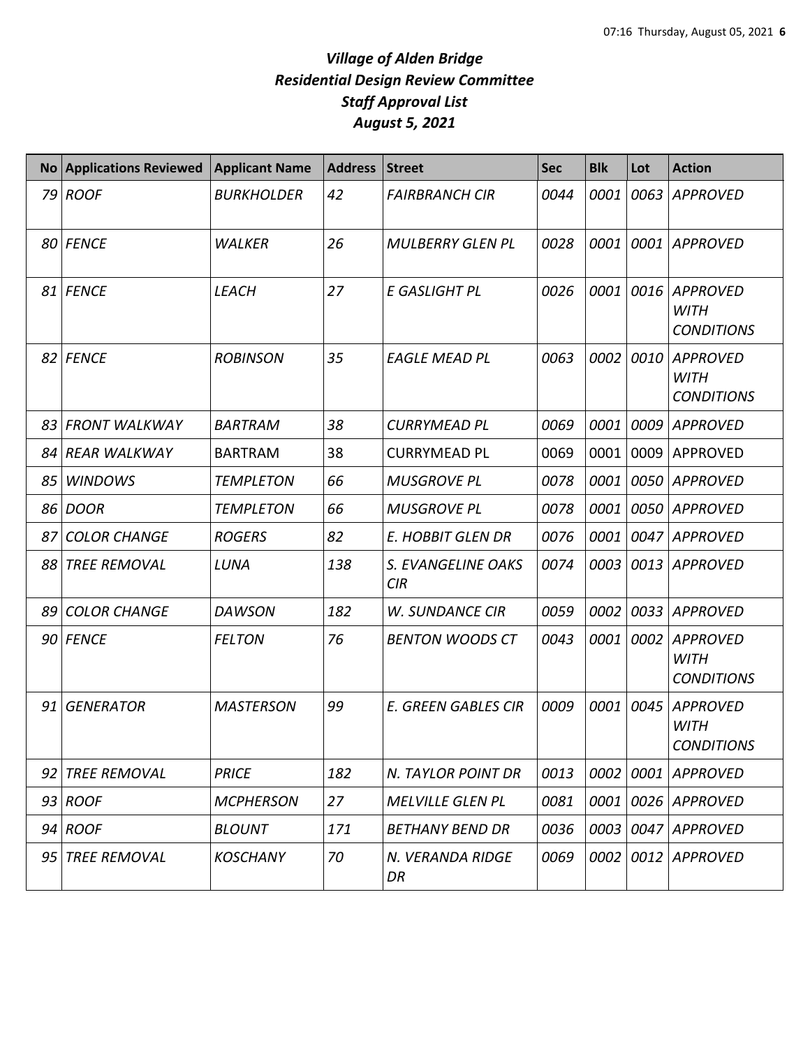# *Village of Alden Bridge*
# *Residential Design Review Committee*
# *Staff Approval List*
# *August 5, 2021*

| No | Applications Reviewed | Applicant Name | Address | Street | Sec | Blk | Lot | Action |
|---|---|---|---|---|---|---|---|---|
| 79 | ROOF | BURKHOLDER | 42 | FAIRBRANCH CIR | 0044 | 0001 | 0063 | APPROVED |
| 80 | FENCE | WALKER | 26 | MULBERRY GLEN PL | 0028 | 0001 | 0001 | APPROVED |
| 81 | FENCE | LEACH | 27 | E GASLIGHT PL | 0026 | 0001 | 0016 | APPROVED WITH CONDITIONS |
| 82 | FENCE | ROBINSON | 35 | EAGLE MEAD PL | 0063 | 0002 | 0010 | APPROVED WITH CONDITIONS |
| 83 | FRONT WALKWAY | BARTRAM | 38 | CURRYMEAD PL | 0069 | 0001 | 0009 | APPROVED |
| 84 | REAR WALKWAY | BARTRAM | 38 | CURRYMEAD PL | 0069 | 0001 | 0009 | APPROVED |
| 85 | WINDOWS | TEMPLETON | 66 | MUSGROVE PL | 0078 | 0001 | 0050 | APPROVED |
| 86 | DOOR | TEMPLETON | 66 | MUSGROVE PL | 0078 | 0001 | 0050 | APPROVED |
| 87 | COLOR CHANGE | ROGERS | 82 | E. HOBBIT GLEN DR | 0076 | 0001 | 0047 | APPROVED |
| 88 | TREE REMOVAL | LUNA | 138 | S. EVANGELINE OAKS CIR | 0074 | 0003 | 0013 | APPROVED |
| 89 | COLOR CHANGE | DAWSON | 182 | W. SUNDANCE CIR | 0059 | 0002 | 0033 | APPROVED |
| 90 | FENCE | FELTON | 76 | BENTON WOODS CT | 0043 | 0001 | 0002 | APPROVED WITH CONDITIONS |
| 91 | GENERATOR | MASTERSON | 99 | E. GREEN GABLES CIR | 0009 | 0001 | 0045 | APPROVED WITH CONDITIONS |
| 92 | TREE REMOVAL | PRICE | 182 | N. TAYLOR POINT DR | 0013 | 0002 | 0001 | APPROVED |
| 93 | ROOF | MCPHERSON | 27 | MELVILLE GLEN PL | 0081 | 0001 | 0026 | APPROVED |
| 94 | ROOF | BLOUNT | 171 | BETHANY BEND DR | 0036 | 0003 | 0047 | APPROVED |
| 95 | TREE REMOVAL | KOSCHANY | 70 | N. VERANDA RIDGE DR | 0069 | 0002 | 0012 | APPROVED |